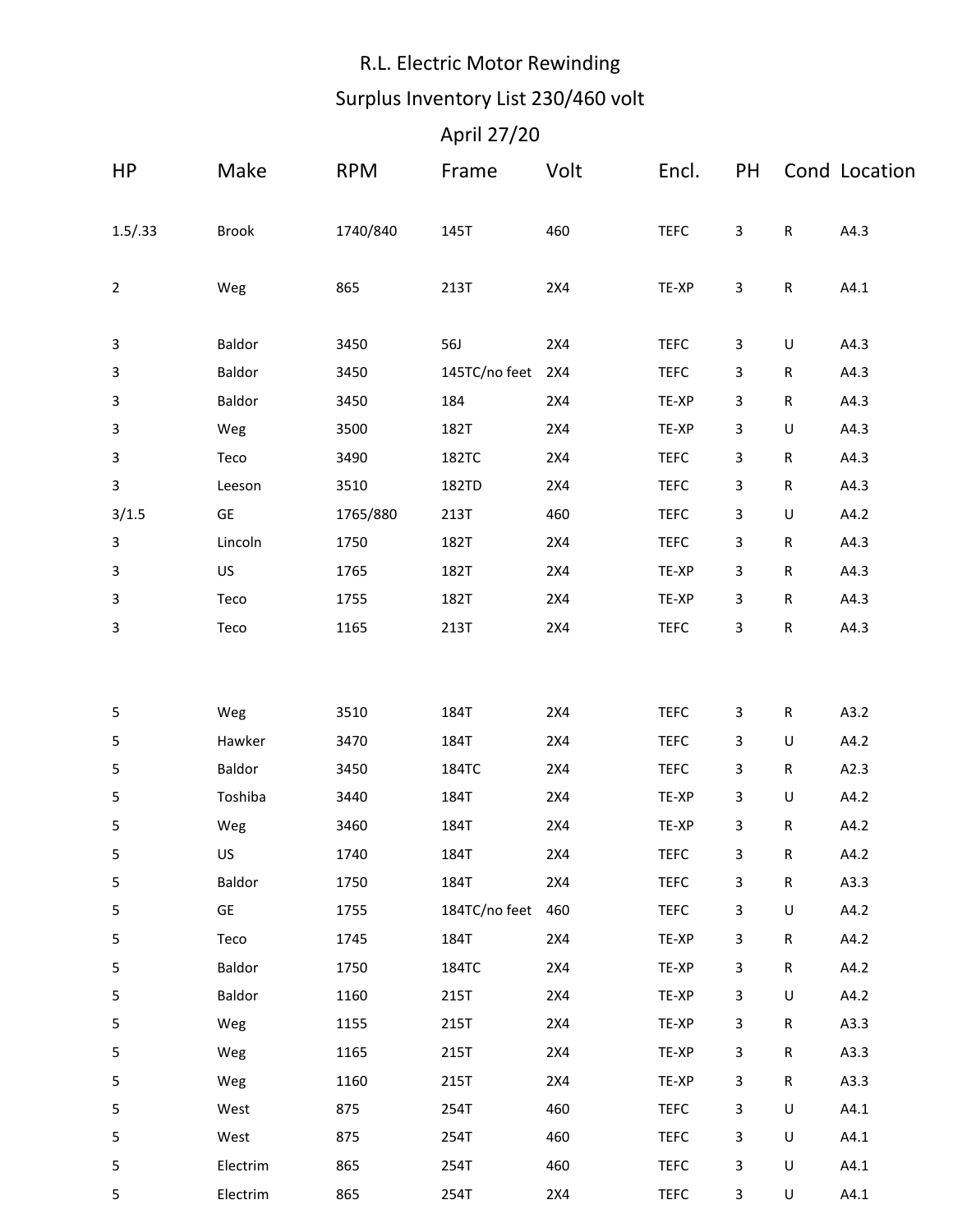# R.L. Electric Motor Rewinding

## Surplus Inventory List 230/460 volt

## April 27/20

| HP | Make | RPM | Frame | Volt | Encl. | PH | Cond | Location |
|---|---|---|---|---|---|---|---|---|
| 1.5/.33 | Brook | 1740/840 | 145T | 460 | TEFC | 3 | R | A4.3 |
| 2 | Weg | 865 | 213T | 2X4 | TE-XP | 3 | R | A4.1 |
| 3 | Baldor | 3450 | 56J | 2X4 | TEFC | 3 | U | A4.3 |
| 3 | Baldor | 3450 | 145TC/no feet | 2X4 | TEFC | 3 | R | A4.3 |
| 3 | Baldor | 3450 | 184 | 2X4 | TE-XP | 3 | R | A4.3 |
| 3 | Weg | 3500 | 182T | 2X4 | TE-XP | 3 | U | A4.3 |
| 3 | Teco | 3490 | 182TC | 2X4 | TEFC | 3 | R | A4.3 |
| 3 | Leeson | 3510 | 182TD | 2X4 | TEFC | 3 | R | A4.3 |
| 3/1.5 | GE | 1765/880 | 213T | 460 | TEFC | 3 | U | A4.2 |
| 3 | Lincoln | 1750 | 182T | 2X4 | TEFC | 3 | R | A4.3 |
| 3 | US | 1765 | 182T | 2X4 | TE-XP | 3 | R | A4.3 |
| 3 | Teco | 1755 | 182T | 2X4 | TE-XP | 3 | R | A4.3 |
| 3 | Teco | 1165 | 213T | 2X4 | TEFC | 3 | R | A4.3 |
| 5 | Weg | 3510 | 184T | 2X4 | TEFC | 3 | R | A3.2 |
| 5 | Hawker | 3470 | 184T | 2X4 | TEFC | 3 | U | A4.2 |
| 5 | Baldor | 3450 | 184TC | 2X4 | TEFC | 3 | R | A2.3 |
| 5 | Toshiba | 3440 | 184T | 2X4 | TE-XP | 3 | U | A4.2 |
| 5 | Weg | 3460 | 184T | 2X4 | TE-XP | 3 | R | A4.2 |
| 5 | US | 1740 | 184T | 2X4 | TEFC | 3 | R | A4.2 |
| 5 | Baldor | 1750 | 184T | 2X4 | TEFC | 3 | R | A3.3 |
| 5 | GE | 1755 | 184TC/no feet | 460 | TEFC | 3 | U | A4.2 |
| 5 | Teco | 1745 | 184T | 2X4 | TE-XP | 3 | R | A4.2 |
| 5 | Baldor | 1750 | 184TC | 2X4 | TE-XP | 3 | R | A4.2 |
| 5 | Baldor | 1160 | 215T | 2X4 | TE-XP | 3 | U | A4.2 |
| 5 | Weg | 1155 | 215T | 2X4 | TE-XP | 3 | R | A3.3 |
| 5 | Weg | 1165 | 215T | 2X4 | TE-XP | 3 | R | A3.3 |
| 5 | Weg | 1160 | 215T | 2X4 | TE-XP | 3 | R | A3.3 |
| 5 | West | 875 | 254T | 460 | TEFC | 3 | U | A4.1 |
| 5 | West | 875 | 254T | 460 | TEFC | 3 | U | A4.1 |
| 5 | Electrim | 865 | 254T | 460 | TEFC | 3 | U | A4.1 |
| 5 | Electrim | 865 | 254T | 2X4 | TEFC | 3 | U | A4.1 |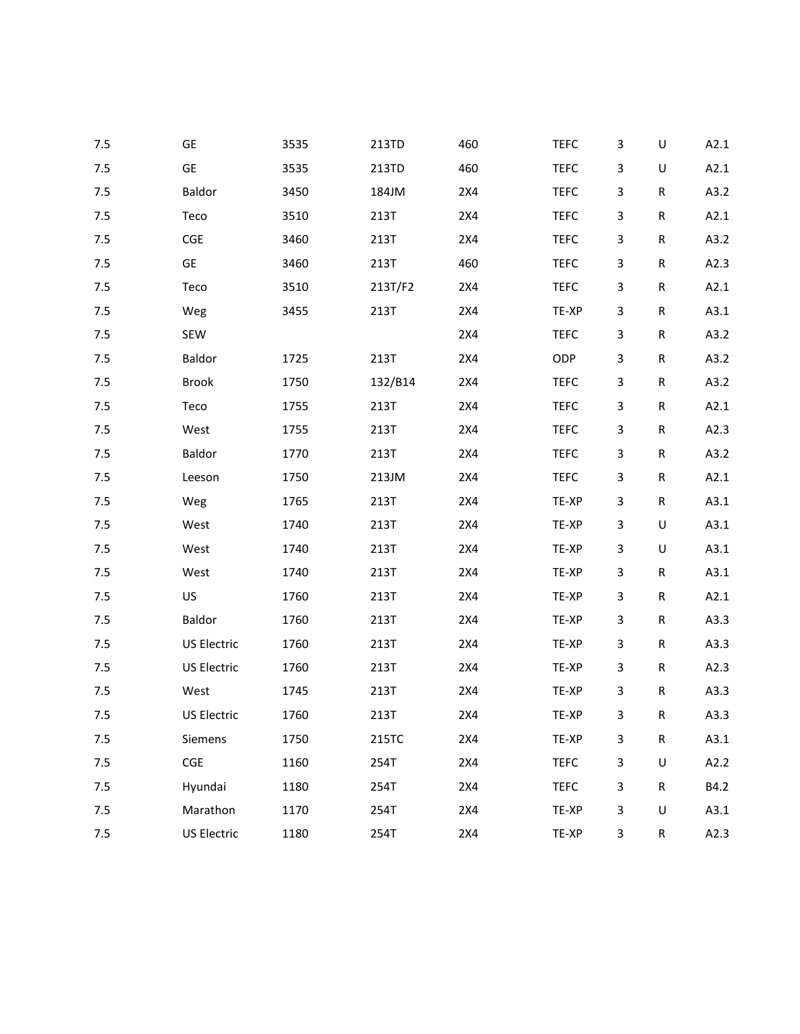| | | | | | | | | |
|---|---|---|---|---|---|---|---|---|
| 7.5 | GE | 3535 | 213TD | 460 | TEFC | 3 | U | A2.1 |
| 7.5 | GE | 3535 | 213TD | 460 | TEFC | 3 | U | A2.1 |
| 7.5 | Baldor | 3450 | 184JM | 2X4 | TEFC | 3 | R | A3.2 |
| 7.5 | Teco | 3510 | 213T | 2X4 | TEFC | 3 | R | A2.1 |
| 7.5 | CGE | 3460 | 213T | 2X4 | TEFC | 3 | R | A3.2 |
| 7.5 | GE | 3460 | 213T | 460 | TEFC | 3 | R | A2.3 |
| 7.5 | Teco | 3510 | 213T/F2 | 2X4 | TEFC | 3 | R | A2.1 |
| 7.5 | Weg | 3455 | 213T | 2X4 | TE-XP | 3 | R | A3.1 |
| 7.5 | SEW | | | 2X4 | TEFC | 3 | R | A3.2 |
| 7.5 | Baldor | 1725 | 213T | 2X4 | ODP | 3 | R | A3.2 |
| 7.5 | Brook | 1750 | 132/B14 | 2X4 | TEFC | 3 | R | A3.2 |
| 7.5 | Teco | 1755 | 213T | 2X4 | TEFC | 3 | R | A2.1 |
| 7.5 | West | 1755 | 213T | 2X4 | TEFC | 3 | R | A2.3 |
| 7.5 | Baldor | 1770 | 213T | 2X4 | TEFC | 3 | R | A3.2 |
| 7.5 | Leeson | 1750 | 213JM | 2X4 | TEFC | 3 | R | A2.1 |
| 7.5 | Weg | 1765 | 213T | 2X4 | TE-XP | 3 | R | A3.1 |
| 7.5 | West | 1740 | 213T | 2X4 | TE-XP | 3 | U | A3.1 |
| 7.5 | West | 1740 | 213T | 2X4 | TE-XP | 3 | U | A3.1 |
| 7.5 | West | 1740 | 213T | 2X4 | TE-XP | 3 | R | A3.1 |
| 7.5 | US | 1760 | 213T | 2X4 | TE-XP | 3 | R | A2.1 |
| 7.5 | Baldor | 1760 | 213T | 2X4 | TE-XP | 3 | R | A3.3 |
| 7.5 | US Electric | 1760 | 213T | 2X4 | TE-XP | 3 | R | A3.3 |
| 7.5 | US Electric | 1760 | 213T | 2X4 | TE-XP | 3 | R | A2.3 |
| 7.5 | West | 1745 | 213T | 2X4 | TE-XP | 3 | R | A3.3 |
| 7.5 | US Electric | 1760 | 213T | 2X4 | TE-XP | 3 | R | A3.3 |
| 7.5 | Siemens | 1750 | 215TC | 2X4 | TE-XP | 3 | R | A3.1 |
| 7.5 | CGE | 1160 | 254T | 2X4 | TEFC | 3 | U | A2.2 |
| 7.5 | Hyundai | 1180 | 254T | 2X4 | TEFC | 3 | R | B4.2 |
| 7.5 | Marathon | 1170 | 254T | 2X4 | TE-XP | 3 | U | A3.1 |
| 7.5 | US Electric | 1180 | 254T | 2X4 | TE-XP | 3 | R | A2.3 |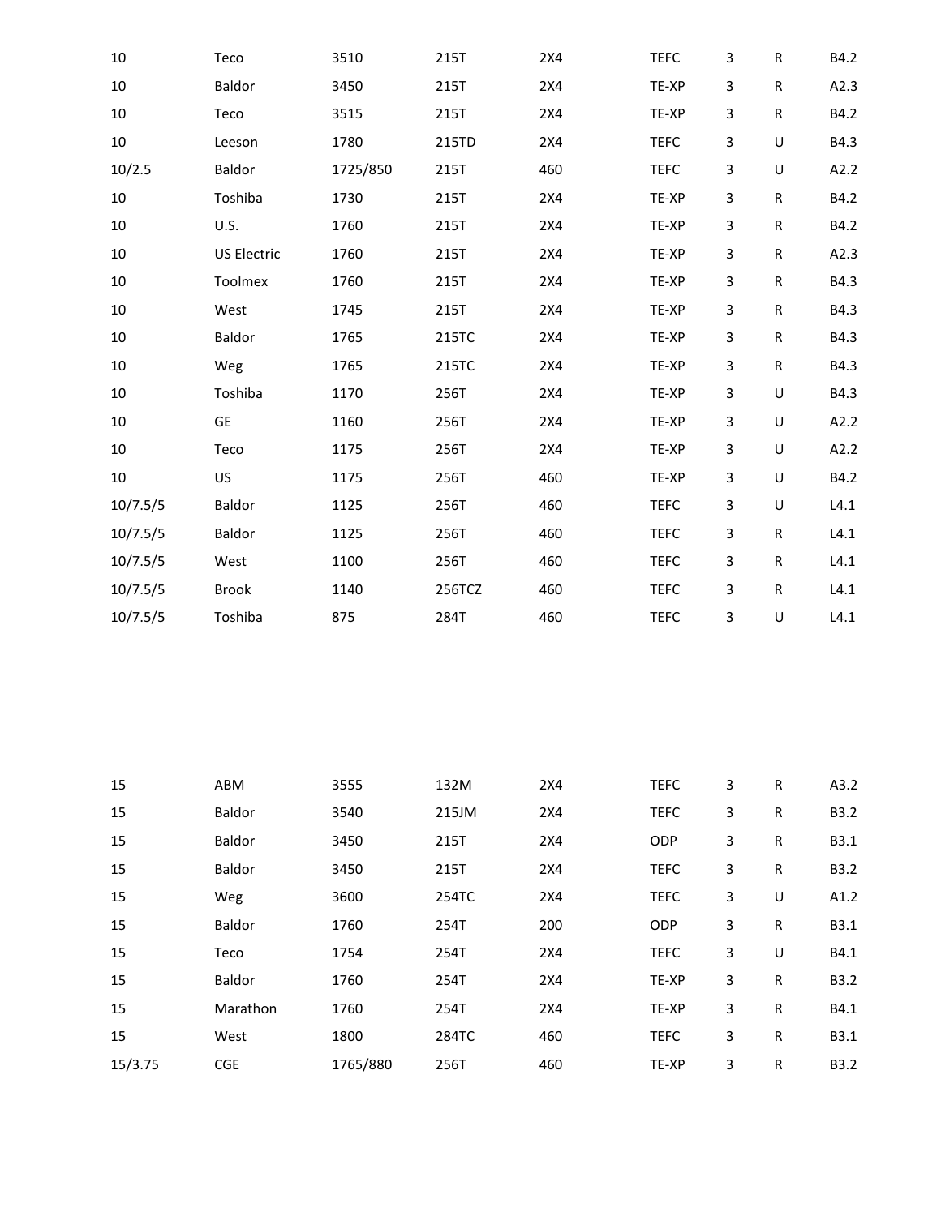| | | | | | | | | |
|---|---|---|---|---|---|---|---|---|
| 10 | Teco | 3510 | 215T | 2X4 | TEFC | 3 | R | B4.2 |
| 10 | Baldor | 3450 | 215T | 2X4 | TE-XP | 3 | R | A2.3 |
| 10 | Teco | 3515 | 215T | 2X4 | TE-XP | 3 | R | B4.2 |
| 10 | Leeson | 1780 | 215TD | 2X4 | TEFC | 3 | U | B4.3 |
| 10/2.5 | Baldor | 1725/850 | 215T | 460 | TEFC | 3 | U | A2.2 |
| 10 | Toshiba | 1730 | 215T | 2X4 | TE-XP | 3 | R | B4.2 |
| 10 | U.S. | 1760 | 215T | 2X4 | TE-XP | 3 | R | B4.2 |
| 10 | US Electric | 1760 | 215T | 2X4 | TE-XP | 3 | R | A2.3 |
| 10 | Toolmex | 1760 | 215T | 2X4 | TE-XP | 3 | R | B4.3 |
| 10 | West | 1745 | 215T | 2X4 | TE-XP | 3 | R | B4.3 |
| 10 | Baldor | 1765 | 215TC | 2X4 | TE-XP | 3 | R | B4.3 |
| 10 | Weg | 1765 | 215TC | 2X4 | TE-XP | 3 | R | B4.3 |
| 10 | Toshiba | 1170 | 256T | 2X4 | TE-XP | 3 | U | B4.3 |
| 10 | GE | 1160 | 256T | 2X4 | TE-XP | 3 | U | A2.2 |
| 10 | Teco | 1175 | 256T | 2X4 | TE-XP | 3 | U | A2.2 |
| 10 | US | 1175 | 256T | 460 | TE-XP | 3 | U | B4.2 |
| 10/7.5/5 | Baldor | 1125 | 256T | 460 | TEFC | 3 | U | L4.1 |
| 10/7.5/5 | Baldor | 1125 | 256T | 460 | TEFC | 3 | R | L4.1 |
| 10/7.5/5 | West | 1100 | 256T | 460 | TEFC | 3 | R | L4.1 |
| 10/7.5/5 | Brook | 1140 | 256TCZ | 460 | TEFC | 3 | R | L4.1 |
| 10/7.5/5 | Toshiba | 875 | 284T | 460 | TEFC | 3 | U | L4.1 |

| | | | | | | | | |
|---|---|---|---|---|---|---|---|---|
| 15 | ABM | 3555 | 132M | 2X4 | TEFC | 3 | R | A3.2 |
| 15 | Baldor | 3540 | 215JM | 2X4 | TEFC | 3 | R | B3.2 |
| 15 | Baldor | 3450 | 215T | 2X4 | ODP | 3 | R | B3.1 |
| 15 | Baldor | 3450 | 215T | 2X4 | TEFC | 3 | R | B3.2 |
| 15 | Weg | 3600 | 254TC | 2X4 | TEFC | 3 | U | A1.2 |
| 15 | Baldor | 1760 | 254T | 200 | ODP | 3 | R | B3.1 |
| 15 | Teco | 1754 | 254T | 2X4 | TEFC | 3 | U | B4.1 |
| 15 | Baldor | 1760 | 254T | 2X4 | TE-XP | 3 | R | B3.2 |
| 15 | Marathon | 1760 | 254T | 2X4 | TE-XP | 3 | R | B4.1 |
| 15 | West | 1800 | 284TC | 460 | TEFC | 3 | R | B3.1 |
| 15/3.75 | CGE | 1765/880 | 256T | 460 | TE-XP | 3 | R | B3.2 |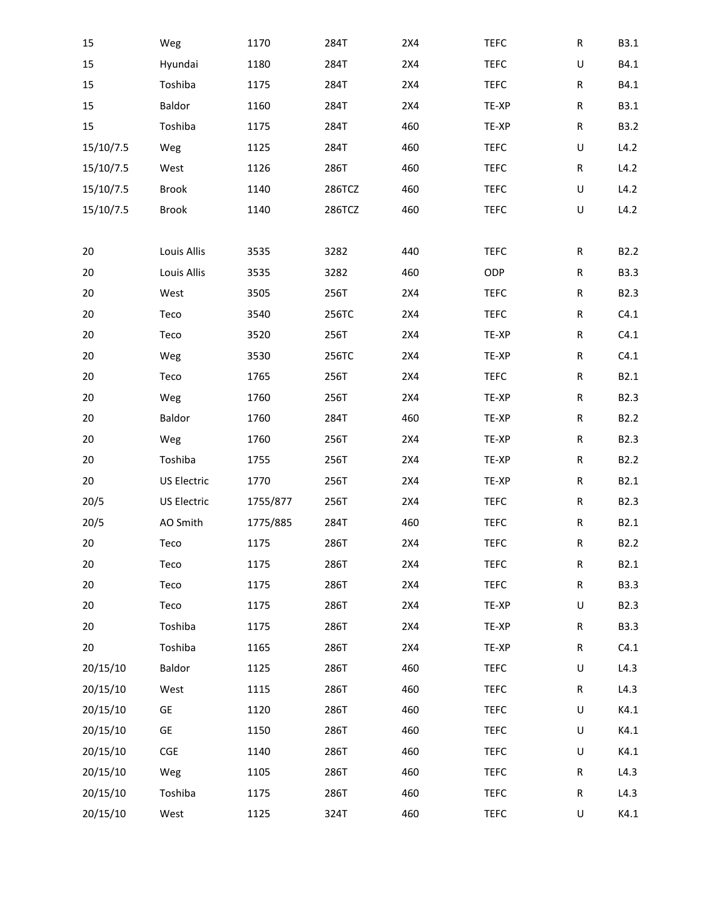| | | | | | | | |
|---|---|---|---|---|---|---|---|
| 15 | Weg | 1170 | 284T | 2X4 | TEFC | R | B3.1 |
| 15 | Hyundai | 1180 | 284T | 2X4 | TEFC | U | B4.1 |
| 15 | Toshiba | 1175 | 284T | 2X4 | TEFC | R | B4.1 |
| 15 | Baldor | 1160 | 284T | 2X4 | TE-XP | R | B3.1 |
| 15 | Toshiba | 1175 | 284T | 460 | TE-XP | R | B3.2 |
| 15/10/7.5 | Weg | 1125 | 284T | 460 | TEFC | U | L4.2 |
| 15/10/7.5 | West | 1126 | 286T | 460 | TEFC | R | L4.2 |
| 15/10/7.5 | Brook | 1140 | 286TCZ | 460 | TEFC | U | L4.2 |
| 15/10/7.5 | Brook | 1140 | 286TCZ | 460 | TEFC | U | L4.2 |
| | | | | | | | |
| 20 | Louis Allis | 3535 | 3282 | 440 | TEFC | R | B2.2 |
| 20 | Louis Allis | 3535 | 3282 | 460 | ODP | R | B3.3 |
| 20 | West | 3505 | 256T | 2X4 | TEFC | R | B2.3 |
| 20 | Teco | 3540 | 256TC | 2X4 | TEFC | R | C4.1 |
| 20 | Teco | 3520 | 256T | 2X4 | TE-XP | R | C4.1 |
| 20 | Weg | 3530 | 256TC | 2X4 | TE-XP | R | C4.1 |
| 20 | Teco | 1765 | 256T | 2X4 | TEFC | R | B2.1 |
| 20 | Weg | 1760 | 256T | 2X4 | TE-XP | R | B2.3 |
| 20 | Baldor | 1760 | 284T | 460 | TE-XP | R | B2.2 |
| 20 | Weg | 1760 | 256T | 2X4 | TE-XP | R | B2.3 |
| 20 | Toshiba | 1755 | 256T | 2X4 | TE-XP | R | B2.2 |
| 20 | US Electric | 1770 | 256T | 2X4 | TE-XP | R | B2.1 |
| 20/5 | US Electric | 1755/877 | 256T | 2X4 | TEFC | R | B2.3 |
| 20/5 | AO Smith | 1775/885 | 284T | 460 | TEFC | R | B2.1 |
| 20 | Teco | 1175 | 286T | 2X4 | TEFC | R | B2.2 |
| 20 | Teco | 1175 | 286T | 2X4 | TEFC | R | B2.1 |
| 20 | Teco | 1175 | 286T | 2X4 | TEFC | R | B3.3 |
| 20 | Teco | 1175 | 286T | 2X4 | TE-XP | U | B2.3 |
| 20 | Toshiba | 1175 | 286T | 2X4 | TE-XP | R | B3.3 |
| 20 | Toshiba | 1165 | 286T | 2X4 | TE-XP | R | C4.1 |
| 20/15/10 | Baldor | 1125 | 286T | 460 | TEFC | U | L4.3 |
| 20/15/10 | West | 1115 | 286T | 460 | TEFC | R | L4.3 |
| 20/15/10 | GE | 1120 | 286T | 460 | TEFC | U | K4.1 |
| 20/15/10 | GE | 1150 | 286T | 460 | TEFC | U | K4.1 |
| 20/15/10 | CGE | 1140 | 286T | 460 | TEFC | U | K4.1 |
| 20/15/10 | Weg | 1105 | 286T | 460 | TEFC | R | L4.3 |
| 20/15/10 | Toshiba | 1175 | 286T | 460 | TEFC | R | L4.3 |
| 20/15/10 | West | 1125 | 324T | 460 | TEFC | U | K4.1 |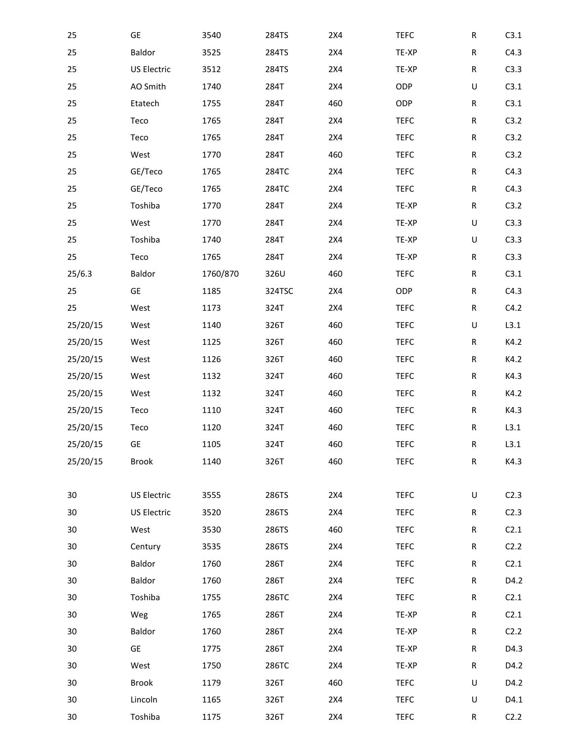| | | | | | | | |
|---|---|---|---|---|---|---|---|
| 25 | GE | 3540 | 284TS | 2X4 | TEFC | R | C3.1 |
| 25 | Baldor | 3525 | 284TS | 2X4 | TE-XP | R | C4.3 |
| 25 | US Electric | 3512 | 284TS | 2X4 | TE-XP | R | C3.3 |
| 25 | AO Smith | 1740 | 284T | 2X4 | ODP | U | C3.1 |
| 25 | Etatech | 1755 | 284T | 460 | ODP | R | C3.1 |
| 25 | Teco | 1765 | 284T | 2X4 | TEFC | R | C3.2 |
| 25 | Teco | 1765 | 284T | 2X4 | TEFC | R | C3.2 |
| 25 | West | 1770 | 284T | 460 | TEFC | R | C3.2 |
| 25 | GE/Teco | 1765 | 284TC | 2X4 | TEFC | R | C4.3 |
| 25 | GE/Teco | 1765 | 284TC | 2X4 | TEFC | R | C4.3 |
| 25 | Toshiba | 1770 | 284T | 2X4 | TE-XP | R | C3.2 |
| 25 | West | 1770 | 284T | 2X4 | TE-XP | U | C3.3 |
| 25 | Toshiba | 1740 | 284T | 2X4 | TE-XP | U | C3.3 |
| 25 | Teco | 1765 | 284T | 2X4 | TE-XP | R | C3.3 |
| 25/6.3 | Baldor | 1760/870 | 326U | 460 | TEFC | R | C3.1 |
| 25 | GE | 1185 | 324TSC | 2X4 | ODP | R | C4.3 |
| 25 | West | 1173 | 324T | 2X4 | TEFC | R | C4.2 |
| 25/20/15 | West | 1140 | 326T | 460 | TEFC | U | L3.1 |
| 25/20/15 | West | 1125 | 326T | 460 | TEFC | R | K4.2 |
| 25/20/15 | West | 1126 | 326T | 460 | TEFC | R | K4.2 |
| 25/20/15 | West | 1132 | 324T | 460 | TEFC | R | K4.3 |
| 25/20/15 | West | 1132 | 324T | 460 | TEFC | R | K4.2 |
| 25/20/15 | Teco | 1110 | 324T | 460 | TEFC | R | K4.3 |
| 25/20/15 | Teco | 1120 | 324T | 460 | TEFC | R | L3.1 |
| 25/20/15 | GE | 1105 | 324T | 460 | TEFC | R | L3.1 |
| 25/20/15 | Brook | 1140 | 326T | 460 | TEFC | R | K4.3 |
| | | | | | | | |
| 30 | US Electric | 3555 | 286TS | 2X4 | TEFC | U | C2.3 |
| 30 | US Electric | 3520 | 286TS | 2X4 | TEFC | R | C2.3 |
| 30 | West | 3530 | 286TS | 460 | TEFC | R | C2.1 |
| 30 | Century | 3535 | 286TS | 2X4 | TEFC | R | C2.2 |
| 30 | Baldor | 1760 | 286T | 2X4 | TEFC | R | C2.1 |
| 30 | Baldor | 1760 | 286T | 2X4 | TEFC | R | D4.2 |
| 30 | Toshiba | 1755 | 286TC | 2X4 | TEFC | R | C2.1 |
| 30 | Weg | 1765 | 286T | 2X4 | TE-XP | R | C2.1 |
| 30 | Baldor | 1760 | 286T | 2X4 | TE-XP | R | C2.2 |
| 30 | GE | 1775 | 286T | 2X4 | TE-XP | R | D4.3 |
| 30 | West | 1750 | 286TC | 2X4 | TE-XP | R | D4.2 |
| 30 | Brook | 1179 | 326T | 460 | TEFC | U | D4.2 |
| 30 | Lincoln | 1165 | 326T | 2X4 | TEFC | U | D4.1 |
| 30 | Toshiba | 1175 | 326T | 2X4 | TEFC | R | C2.2 |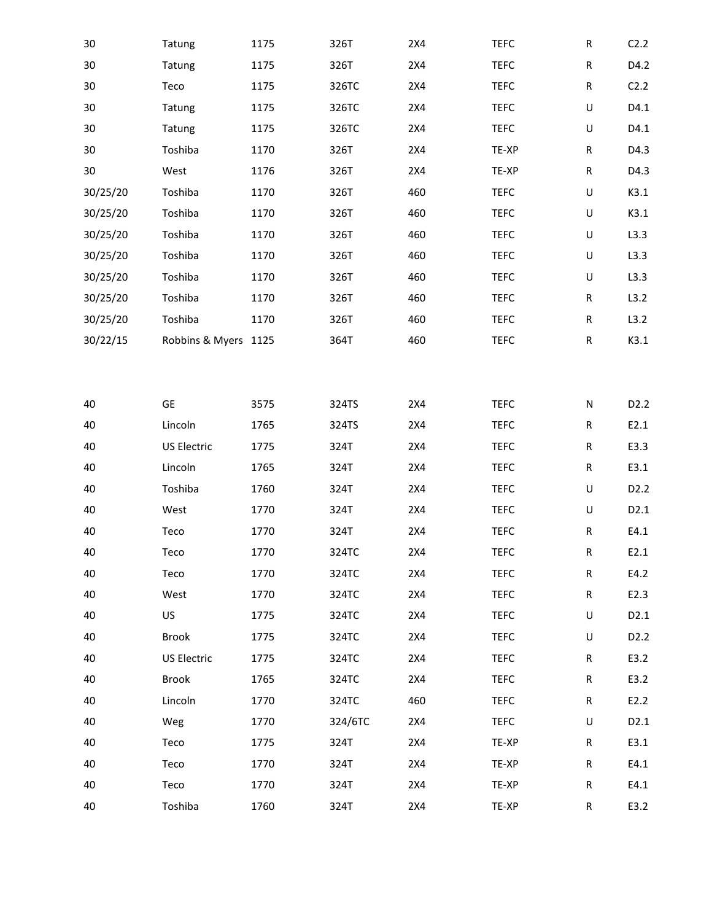| | | | | | | | |
|---|---|---|---|---|---|---|---|
| 30 | Tatung | 1175 | 326T | 2X4 | TEFC | R | C2.2 |
| 30 | Tatung | 1175 | 326T | 2X4 | TEFC | R | D4.2 |
| 30 | Teco | 1175 | 326TC | 2X4 | TEFC | R | C2.2 |
| 30 | Tatung | 1175 | 326TC | 2X4 | TEFC | U | D4.1 |
| 30 | Tatung | 1175 | 326TC | 2X4 | TEFC | U | D4.1 |
| 30 | Toshiba | 1170 | 326T | 2X4 | TE-XP | R | D4.3 |
| 30 | West | 1176 | 326T | 2X4 | TE-XP | R | D4.3 |
| 30/25/20 | Toshiba | 1170 | 326T | 460 | TEFC | U | K3.1 |
| 30/25/20 | Toshiba | 1170 | 326T | 460 | TEFC | U | K3.1 |
| 30/25/20 | Toshiba | 1170 | 326T | 460 | TEFC | U | L3.3 |
| 30/25/20 | Toshiba | 1170 | 326T | 460 | TEFC | U | L3.3 |
| 30/25/20 | Toshiba | 1170 | 326T | 460 | TEFC | U | L3.3 |
| 30/25/20 | Toshiba | 1170 | 326T | 460 | TEFC | R | L3.2 |
| 30/25/20 | Toshiba | 1170 | 326T | 460 | TEFC | R | L3.2 |
| 30/22/15 | Robbins & Myers | 1125 | 364T | 460 | TEFC | R | K3.1 |

| | | | | | | | |
|---|---|---|---|---|---|---|---|
| 40 | GE | 3575 | 324TS | 2X4 | TEFC | N | D2.2 |
| 40 | Lincoln | 1765 | 324TS | 2X4 | TEFC | R | E2.1 |
| 40 | US Electric | 1775 | 324T | 2X4 | TEFC | R | E3.3 |
| 40 | Lincoln | 1765 | 324T | 2X4 | TEFC | R | E3.1 |
| 40 | Toshiba | 1760 | 324T | 2X4 | TEFC | U | D2.2 |
| 40 | West | 1770 | 324T | 2X4 | TEFC | U | D2.1 |
| 40 | Teco | 1770 | 324T | 2X4 | TEFC | R | E4.1 |
| 40 | Teco | 1770 | 324TC | 2X4 | TEFC | R | E2.1 |
| 40 | Teco | 1770 | 324TC | 2X4 | TEFC | R | E4.2 |
| 40 | West | 1770 | 324TC | 2X4 | TEFC | R | E2.3 |
| 40 | US | 1775 | 324TC | 2X4 | TEFC | U | D2.1 |
| 40 | Brook | 1775 | 324TC | 2X4 | TEFC | U | D2.2 |
| 40 | US Electric | 1775 | 324TC | 2X4 | TEFC | R | E3.2 |
| 40 | Brook | 1765 | 324TC | 2X4 | TEFC | R | E3.2 |
| 40 | Lincoln | 1770 | 324TC | 460 | TEFC | R | E2.2 |
| 40 | Weg | 1770 | 324/6TC | 2X4 | TEFC | U | D2.1 |
| 40 | Teco | 1775 | 324T | 2X4 | TE-XP | R | E3.1 |
| 40 | Teco | 1770 | 324T | 2X4 | TE-XP | R | E4.1 |
| 40 | Teco | 1770 | 324T | 2X4 | TE-XP | R | E4.1 |
| 40 | Toshiba | 1760 | 324T | 2X4 | TE-XP | R | E3.2 |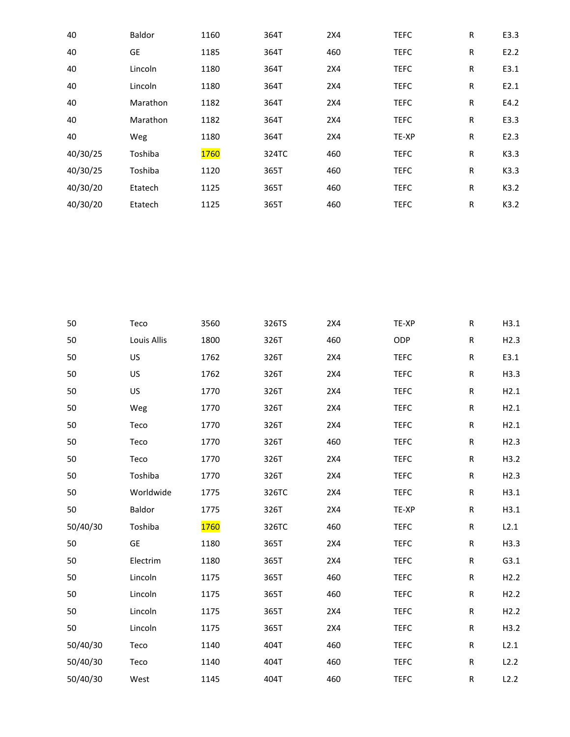| | | | | | | | |
|---|---|---|---|---|---|---|---|
| 40 | Baldor | 1160 | 364T | 2X4 | TEFC | R | E3.3 |
| 40 | GE | 1185 | 364T | 460 | TEFC | R | E2.2 |
| 40 | Lincoln | 1180 | 364T | 2X4 | TEFC | R | E3.1 |
| 40 | Lincoln | 1180 | 364T | 2X4 | TEFC | R | E2.1 |
| 40 | Marathon | 1182 | 364T | 2X4 | TEFC | R | E4.2 |
| 40 | Marathon | 1182 | 364T | 2X4 | TEFC | R | E3.3 |
| 40 | Weg | 1180 | 364T | 2X4 | TE-XP | R | E2.3 |
| 40/30/25 | Toshiba | 1760 | 324TC | 460 | TEFC | R | K3.3 |
| 40/30/25 | Toshiba | 1120 | 365T | 460 | TEFC | R | K3.3 |
| 40/30/20 | Etatech | 1125 | 365T | 460 | TEFC | R | K3.2 |
| 40/30/20 | Etatech | 1125 | 365T | 460 | TEFC | R | K3.2 |

| | | | | | | | |
|---|---|---|---|---|---|---|---|
| 50 | Teco | 3560 | 326TS | 2X4 | TE-XP | R | H3.1 |
| 50 | Louis Allis | 1800 | 326T | 460 | ODP | R | H2.3 |
| 50 | US | 1762 | 326T | 2X4 | TEFC | R | E3.1 |
| 50 | US | 1762 | 326T | 2X4 | TEFC | R | H3.3 |
| 50 | US | 1770 | 326T | 2X4 | TEFC | R | H2.1 |
| 50 | Weg | 1770 | 326T | 2X4 | TEFC | R | H2.1 |
| 50 | Teco | 1770 | 326T | 2X4 | TEFC | R | H2.1 |
| 50 | Teco | 1770 | 326T | 460 | TEFC | R | H2.3 |
| 50 | Teco | 1770 | 326T | 2X4 | TEFC | R | H3.2 |
| 50 | Toshiba | 1770 | 326T | 2X4 | TEFC | R | H2.3 |
| 50 | Worldwide | 1775 | 326TC | 2X4 | TEFC | R | H3.1 |
| 50 | Baldor | 1775 | 326T | 2X4 | TE-XP | R | H3.1 |
| 50/40/30 | Toshiba | 1760 | 326TC | 460 | TEFC | R | L2.1 |
| 50 | GE | 1180 | 365T | 2X4 | TEFC | R | H3.3 |
| 50 | Electrim | 1180 | 365T | 2X4 | TEFC | R | G3.1 |
| 50 | Lincoln | 1175 | 365T | 460 | TEFC | R | H2.2 |
| 50 | Lincoln | 1175 | 365T | 460 | TEFC | R | H2.2 |
| 50 | Lincoln | 1175 | 365T | 2X4 | TEFC | R | H2.2 |
| 50 | Lincoln | 1175 | 365T | 2X4 | TEFC | R | H3.2 |
| 50/40/30 | Teco | 1140 | 404T | 460 | TEFC | R | L2.1 |
| 50/40/30 | Teco | 1140 | 404T | 460 | TEFC | R | L2.2 |
| 50/40/30 | West | 1145 | 404T | 460 | TEFC | R | L2.2 |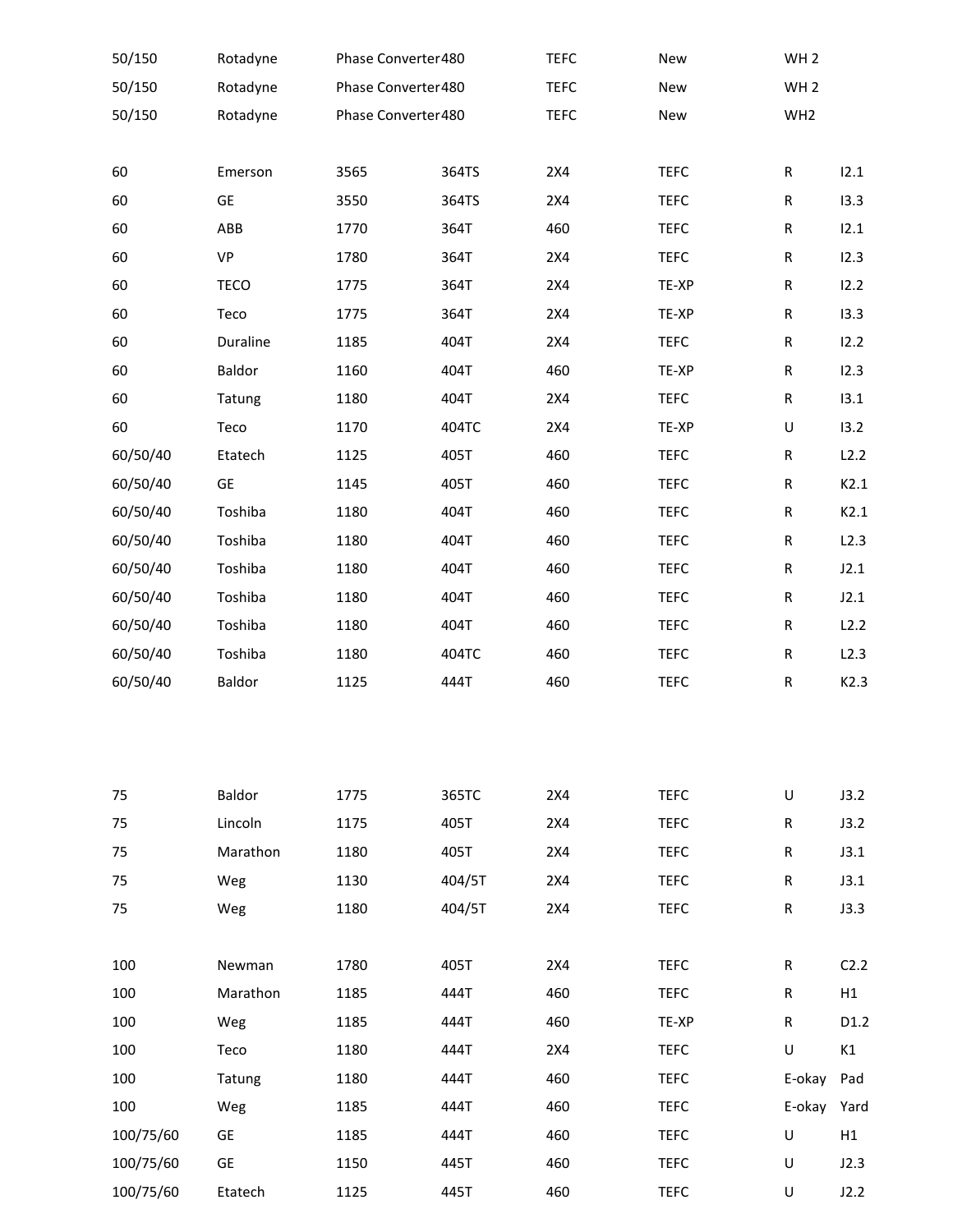| | | | | | | | |
|---|---|---|---|---|---|---|---|
| 50/150 | Rotadyne | Phase Converter | 480 | TEFC | New | WH 2 | |
| 50/150 | Rotadyne | Phase Converter | 480 | TEFC | New | WH 2 | |
| 50/150 | Rotadyne | Phase Converter | 480 | TEFC | New | WH2 | |

| | | | | | | | |
|---|---|---|---|---|---|---|---|
| 60 | Emerson | 3565 | 364TS | 2X4 | TEFC | R | I2.1 |
| 60 | GE | 3550 | 364TS | 2X4 | TEFC | R | I3.3 |
| 60 | ABB | 1770 | 364T | 460 | TEFC | R | I2.1 |
| 60 | VP | 1780 | 364T | 2X4 | TEFC | R | I2.3 |
| 60 | TECO | 1775 | 364T | 2X4 | TE-XP | R | I2.2 |
| 60 | Teco | 1775 | 364T | 2X4 | TE-XP | R | I3.3 |
| 60 | Duraline | 1185 | 404T | 2X4 | TEFC | R | I2.2 |
| 60 | Baldor | 1160 | 404T | 460 | TE-XP | R | I2.3 |
| 60 | Tatung | 1180 | 404T | 2X4 | TEFC | R | I3.1 |
| 60 | Teco | 1170 | 404TC | 2X4 | TE-XP | U | I3.2 |
| 60/50/40 | Etatech | 1125 | 405T | 460 | TEFC | R | L2.2 |
| 60/50/40 | GE | 1145 | 405T | 460 | TEFC | R | K2.1 |
| 60/50/40 | Toshiba | 1180 | 404T | 460 | TEFC | R | K2.1 |
| 60/50/40 | Toshiba | 1180 | 404T | 460 | TEFC | R | L2.3 |
| 60/50/40 | Toshiba | 1180 | 404T | 460 | TEFC | R | J2.1 |
| 60/50/40 | Toshiba | 1180 | 404T | 460 | TEFC | R | J2.1 |
| 60/50/40 | Toshiba | 1180 | 404T | 460 | TEFC | R | L2.2 |
| 60/50/40 | Toshiba | 1180 | 404TC | 460 | TEFC | R | L2.3 |
| 60/50/40 | Baldor | 1125 | 444T | 460 | TEFC | R | K2.3 |

| | | | | | | | |
|---|---|---|---|---|---|---|---|
| 75 | Baldor | 1775 | 365TC | 2X4 | TEFC | U | J3.2 |
| 75 | Lincoln | 1175 | 405T | 2X4 | TEFC | R | J3.2 |
| 75 | Marathon | 1180 | 405T | 2X4 | TEFC | R | J3.1 |
| 75 | Weg | 1130 | 404/5T | 2X4 | TEFC | R | J3.1 |
| 75 | Weg | 1180 | 404/5T | 2X4 | TEFC | R | J3.3 |

| | | | | | | | |
|---|---|---|---|---|---|---|---|
| 100 | Newman | 1780 | 405T | 2X4 | TEFC | R | C2.2 |
| 100 | Marathon | 1185 | 444T | 460 | TEFC | R | H1 |
| 100 | Weg | 1185 | 444T | 460 | TE-XP | R | D1.2 |
| 100 | Teco | 1180 | 444T | 2X4 | TEFC | U | K1 |
| 100 | Tatung | 1180 | 444T | 460 | TEFC | E-okay | Pad |
| 100 | Weg | 1185 | 444T | 460 | TEFC | E-okay | Yard |
| 100/75/60 | GE | 1185 | 444T | 460 | TEFC | U | H1 |
| 100/75/60 | GE | 1150 | 445T | 460 | TEFC | U | J2.3 |
| 100/75/60 | Etatech | 1125 | 445T | 460 | TEFC | U | J2.2 |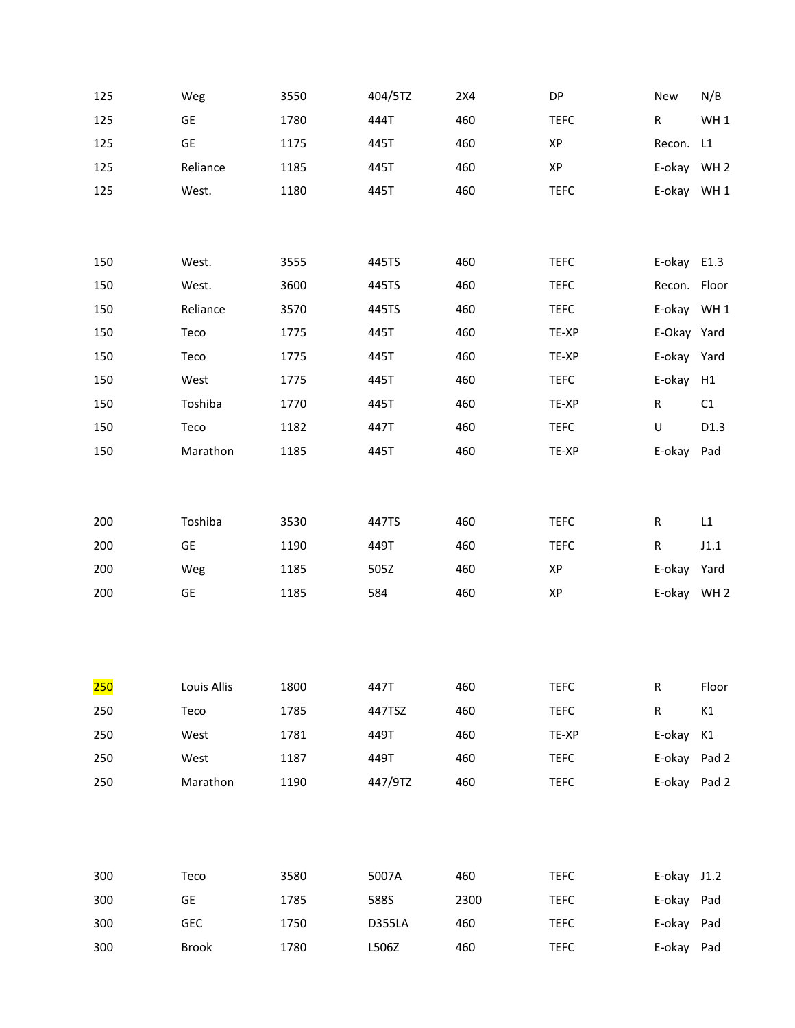| | | | | | | | |
|---|---|---|---|---|---|---|---|
| 125 | Weg | 3550 | 404/5TZ | 2X4 | DP | New | N/B |
| 125 | GE | 1780 | 444T | 460 | TEFC | R | WH 1 |
| 125 | GE | 1175 | 445T | 460 | XP | Recon. | L1 |
| 125 | Reliance | 1185 | 445T | 460 | XP | E-okay | WH 2 |
| 125 | West. | 1180 | 445T | 460 | TEFC | E-okay | WH 1 |
| | | | | | | | |
| 150 | West. | 3555 | 445TS | 460 | TEFC | E-okay | E1.3 |
| 150 | West. | 3600 | 445TS | 460 | TEFC | Recon. | Floor |
| 150 | Reliance | 3570 | 445TS | 460 | TEFC | E-okay | WH 1 |
| 150 | Teco | 1775 | 445T | 460 | TE-XP | E-Okay | Yard |
| 150 | Teco | 1775 | 445T | 460 | TE-XP | E-okay | Yard |
| 150 | West | 1775 | 445T | 460 | TEFC | E-okay | H1 |
| 150 | Toshiba | 1770 | 445T | 460 | TE-XP | R | C1 |
| 150 | Teco | 1182 | 447T | 460 | TEFC | U | D1.3 |
| 150 | Marathon | 1185 | 445T | 460 | TE-XP | E-okay | Pad |
| | | | | | | | |
| 200 | Toshiba | 3530 | 447TS | 460 | TEFC | R | L1 |
| 200 | GE | 1190 | 449T | 460 | TEFC | R | J1.1 |
| 200 | Weg | 1185 | 505Z | 460 | XP | E-okay | Yard |
| 200 | GE | 1185 | 584 | 460 | XP | E-okay | WH 2 |
| | | | | | | | |
| 250 | Louis Allis | 1800 | 447T | 460 | TEFC | R | Floor |
| 250 | Teco | 1785 | 447TSZ | 460 | TEFC | R | K1 |
| 250 | West | 1781 | 449T | 460 | TE-XP | E-okay | K1 |
| 250 | West | 1187 | 449T | 460 | TEFC | E-okay | Pad 2 |
| 250 | Marathon | 1190 | 447/9TZ | 460 | TEFC | E-okay | Pad 2 |
| | | | | | | | |
| 300 | Teco | 3580 | 5007A | 460 | TEFC | E-okay | J1.2 |
| 300 | GE | 1785 | 588S | 2300 | TEFC | E-okay | Pad |
| 300 | GEC | 1750 | D355LA | 460 | TEFC | E-okay | Pad |
| 300 | Brook | 1780 | L506Z | 460 | TEFC | E-okay | Pad |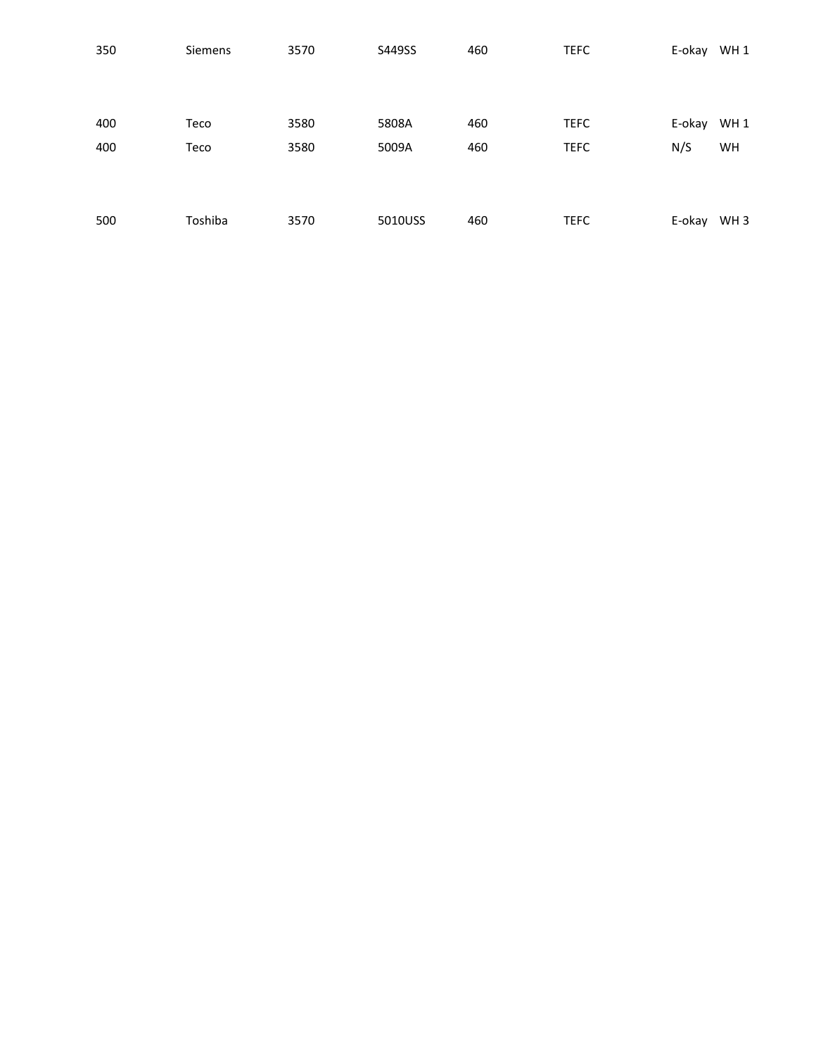| | | | | | | | |
|---|---|---|---|---|---|---|---|
| 350 | Siemens | 3570 | S449SS | 460 | TEFC | E-okay | WH 1 |
| | | | | | | | |
| 400 | Teco | 3580 | 5808A | 460 | TEFC | E-okay | WH 1 |
| 400 | Teco | 3580 | 5009A | 460 | TEFC | N/S | WH |
| | | | | | | | |
| 500 | Toshiba | 3570 | 5010USS | 460 | TEFC | E-okay | WH 3 |